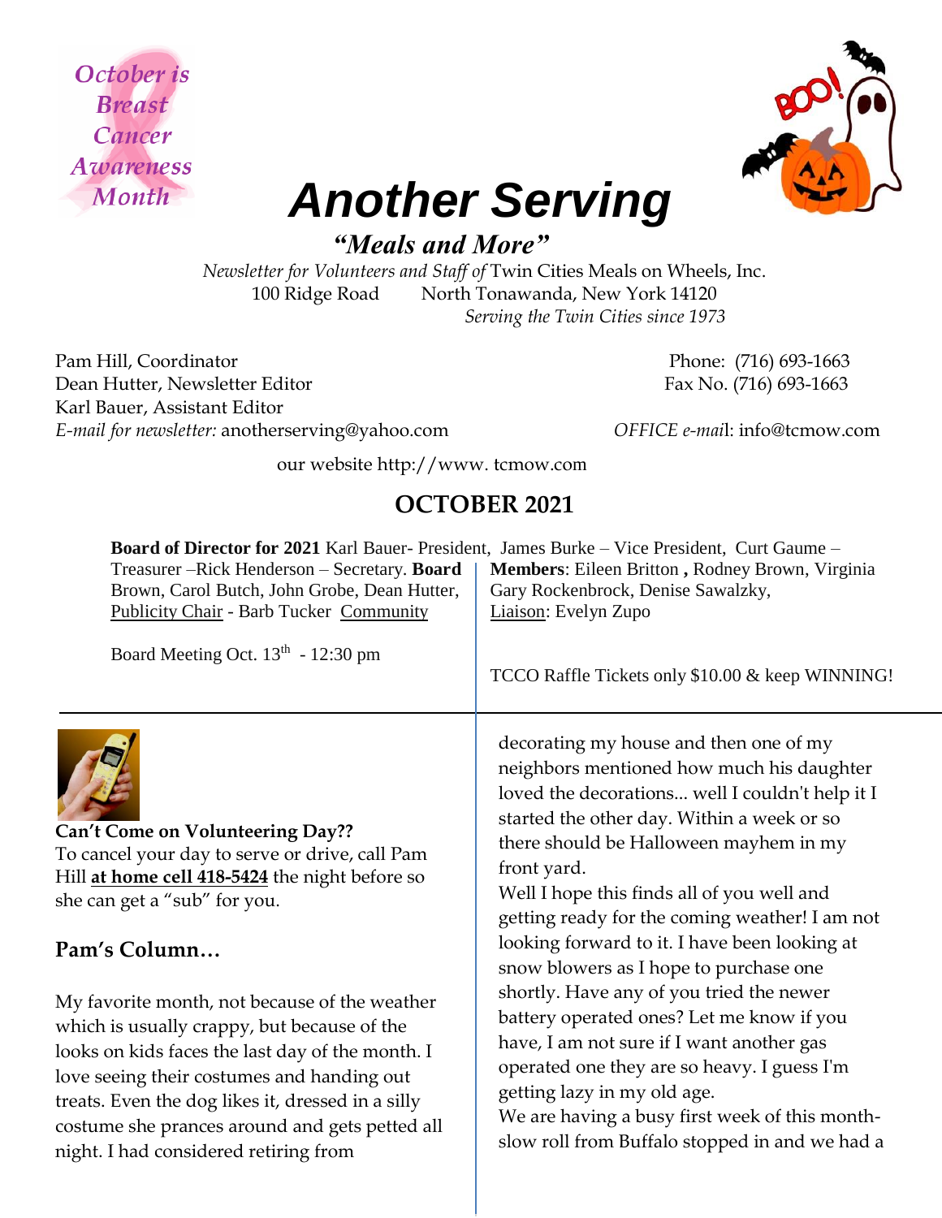October is Breast Cancer Awareness Month

# Another Serving

***"Meals and More"***

*Newsletter for Volunteers and Staff of* Twin Cities Meals on Wheels, Inc.
100 Ridge Road North Tonawanda, New York 14120
*Serving the Twin Cities since 1973*

Pam Hill, Coordinator
Dean Hutter, Newsletter Editor
Karl Bauer, Assistant Editor
*E-mail for newsletter:* anotherserving@yahoo.com

Phone: (716) 693-1663
Fax No. (716) 693-1663
*OFFICE e-mai*l: info@tcmow.com

our website http://www. tcmow.com

## OCTOBER 2021

**Board of Director for 2021** Karl Bauer- President, James Burke – Vice President, Curt Gaume – Treasurer –Rick Henderson – Secretary. **Board Members**: Eileen Britton **,** Rodney Brown, Virginia Brown, Carol Butch, John Grobe, Dean Hutter, Gary Rockenbrock, Denise Sawalzky, Publicity Chair - Barb Tucker Community Liaison: Evelyn Zupo

Board Meeting Oct. 13th - 12:30 pm

TCCO Raffle Tickets only $10.00 & keep WINNING!

**Can't Come on Volunteering Day??**
To cancel your day to serve or drive, call Pam Hill **at home cell 418-5424** the night before so she can get a "sub" for you.

### Pam's Column…

My favorite month, not because of the weather which is usually crappy, but because of the looks on kids faces the last day of the month. I love seeing their costumes and handing out treats. Even the dog likes it, dressed in a silly costume she prances around and gets petted all night. I had considered retiring from decorating my house and then one of my neighbors mentioned how much his daughter loved the decorations... well I couldn't help it I started the other day. Within a week or so there should be Halloween mayhem in my front yard.

Well I hope this finds all of you well and getting ready for the coming weather! I am not looking forward to it. I have been looking at snow blowers as I hope to purchase one shortly. Have any of you tried the newer battery operated ones? Let me know if you have, I am not sure if I want another gas operated one they are so heavy. I guess I'm getting lazy in my old age.

We are having a busy first week of this month- slow roll from Buffalo stopped in and we had a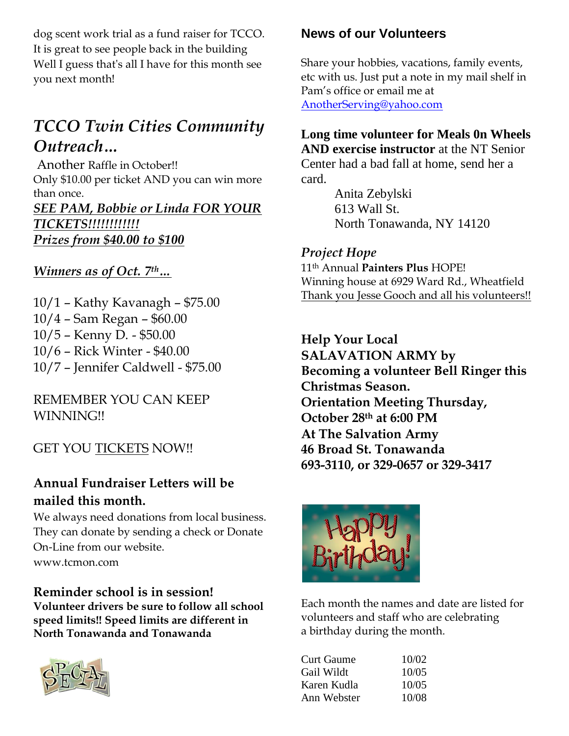dog scent work trial as a fund raiser for TCCO.
It is great to see people back in the building
Well I guess that's all I have for this month see you next month!

## *TCCO Twin Cities Community Outreach…*

Another Raffle in October!!
Only $10.00 per ticket AND you can win more than once.

***SEE PAM, Bobbie or Linda FOR YOUR TICKETS!!!!!!!!!!!!***

***Prizes from $40.00 to $100***

***Winners as of Oct. 7th…***

10/1 – Kathy Kavanagh – $75.00
10/4 – Sam Regan – $60.00
10/5 – Kenny D. - $50.00
10/6 – Rick Winter - $40.00
10/7 – Jennifer Caldwell - $75.00

REMEMBER YOU CAN KEEP WINNING!!

GET YOU TICKETS NOW!!

### Annual Fundraiser Letters will be mailed this month.

We always need donations from local business. They can donate by sending a check or Donate On-Line from our website.
www.tcmon.com

### Reminder school is in session!

**Volunteer drivers be sure to follow all school speed limits!! Speed limits are different in North Tonawanda and Tonawanda**

## News of our Volunteers

Share your hobbies, vacations, family events, etc with us. Just put a note in my mail shelf in Pam's office or email me at AnotherServing@yahoo.com

**Long time volunteer for Meals 0n Wheels AND exercise instructor** at the NT Senior Center had a bad fall at home, send her a card.

Anita Zebylski
613 Wall St.
North Tonawanda, NY 14120

### *Project Hope*

11th Annual **Painters Plus** HOPE!
Winning house at 6929 Ward Rd., Wheatfield
Thank you Jesse Gooch and all his volunteers!!

**Help Your Local SALAVATION ARMY by Becoming a volunteer Bell Ringer this Christmas Season.**
**Orientation Meeting Thursday, October 28th at 6:00 PM**
**At The Salvation Army**
**46 Broad St. Tonawanda**
**693-3110, or 329-0657 or 329-3417**

Each month the names and date are listed for volunteers and staff who are celebrating a birthday during the month.

| | |
|---|---|
| Curt Gaume | 10/02 |
| Gail Wildt | 10/05 |
| Karen Kudla | 10/05 |
| Ann Webster | 10/08 |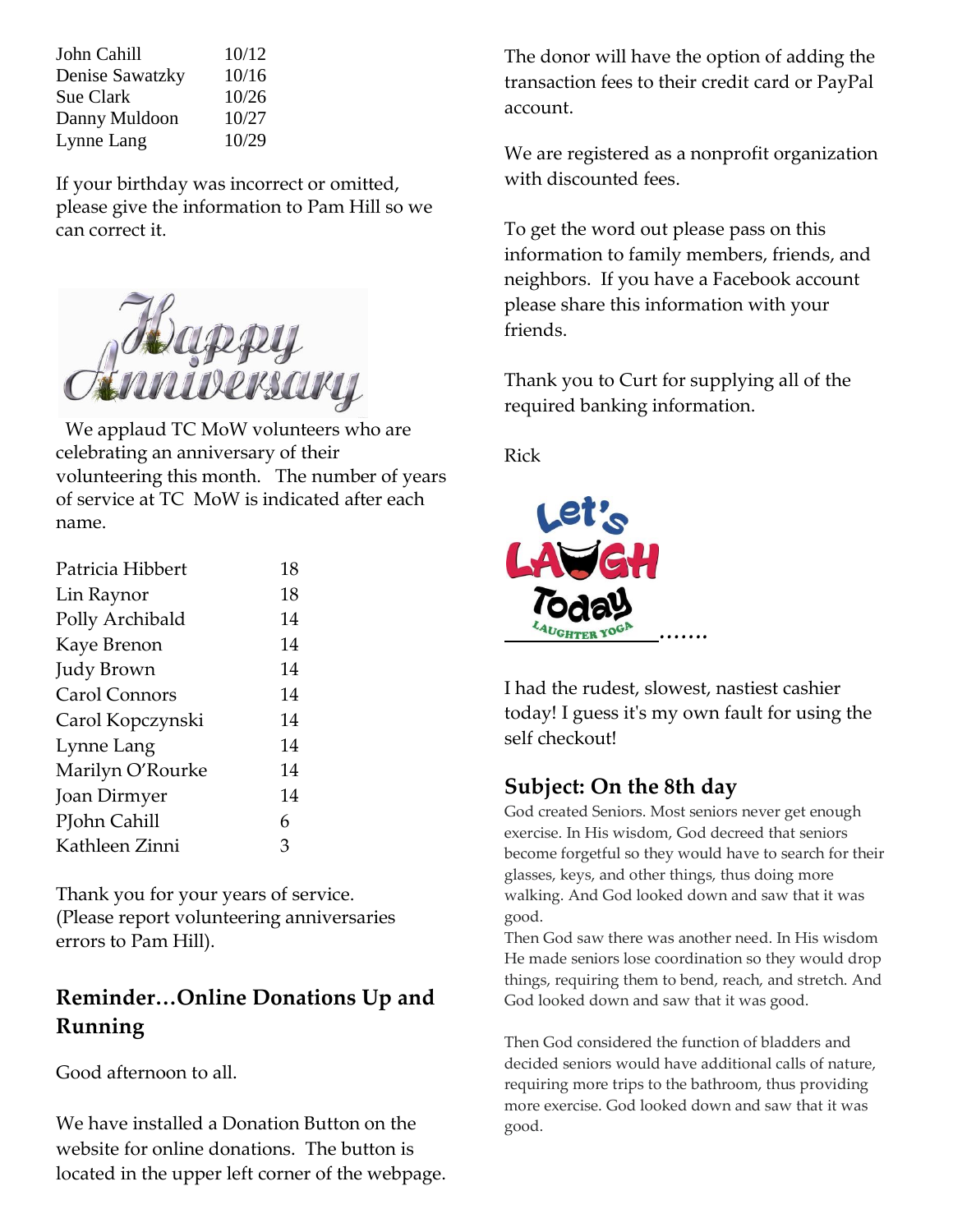| | |
|---|---|
| John Cahill | 10/12 |
| Denise Sawatzky | 10/16 |
| Sue Clark | 10/26 |
| Danny Muldoon | 10/27 |
| Lynne Lang | 10/29 |

If your birthday was incorrect or omitted, please give the information to Pam Hill so we can correct it.

Happy Anniversary

We applaud TC MoW volunteers who are celebrating an anniversary of their volunteering this month. The number of years of service at TC MoW is indicated after each name.

| | |
|---|---|
| Patricia Hibbert | 18 |
| Lin Raynor | 18 |
| Polly Archibald | 14 |
| Kaye Brenon | 14 |
| Judy Brown | 14 |
| Carol Connors | 14 |
| Carol Kopczynski | 14 |
| Lynne Lang | 14 |
| Marilyn O'Rourke | 14 |
| Joan Dirmyer | 14 |
| PJohn Cahill | 6 |
| Kathleen Zinni | 3 |

Thank you for your years of service. (Please report volunteering anniversaries errors to Pam Hill).

## Reminder…Online Donations Up and Running

Good afternoon to all.

We have installed a Donation Button on the website for online donations. The button is located in the upper left corner of the webpage.

The donor will have the option of adding the transaction fees to their credit card or PayPal account.

We are registered as a nonprofit organization with discounted fees.

To get the word out please pass on this information to family members, friends, and neighbors. If you have a Facebook account please share this information with your friends.

Thank you to Curt for supplying all of the required banking information.

Rick

Let's LAUGH Today — LAUGHTER YOGA …….

I had the rudest, slowest, nastiest cashier today! I guess it's my own fault for using the self checkout!

## Subject: On the 8th day

God created Seniors. Most seniors never get enough exercise. In His wisdom, God decreed that seniors become forgetful so they would have to search for their glasses, keys, and other things, thus doing more walking. And God looked down and saw that it was good.

Then God saw there was another need. In His wisdom He made seniors lose coordination so they would drop things, requiring them to bend, reach, and stretch. And God looked down and saw that it was good.

Then God considered the function of bladders and decided seniors would have additional calls of nature, requiring more trips to the bathroom, thus providing more exercise. God looked down and saw that it was good.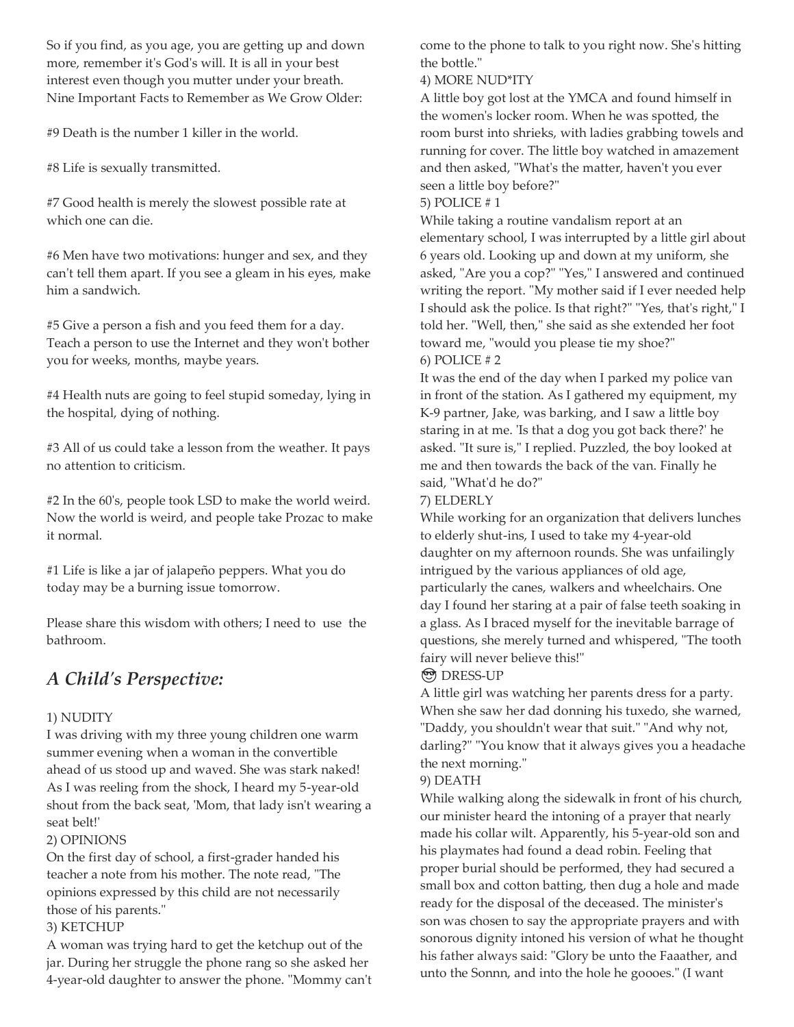So if you find, as you age, you are getting up and down more, remember it's God's will. It is all in your best interest even though you mutter under your breath.
Nine Important Facts to Remember as We Grow Older:

#9 Death is the number 1 killer in the world.

#8 Life is sexually transmitted.

#7 Good health is merely the slowest possible rate at which one can die.

#6 Men have two motivations: hunger and sex, and they can't tell them apart. If you see a gleam in his eyes, make him a sandwich.

#5 Give a person a fish and you feed them for a day. Teach a person to use the Internet and they won't bother you for weeks, months, maybe years.

#4 Health nuts are going to feel stupid someday, lying in the hospital, dying of nothing.

#3 All of us could take a lesson from the weather. It pays no attention to criticism.

#2 In the 60's, people took LSD to make the world weird. Now the world is weird, and people take Prozac to make it normal.

#1 Life is like a jar of jalapeño peppers. What you do today may be a burning issue tomorrow.

Please share this wisdom with others; I need to use the bathroom.

## *A Child's Perspective:*

1) NUDITY
I was driving with my three young children one warm summer evening when a woman in the convertible ahead of us stood up and waved. She was stark naked! As I was reeling from the shock, I heard my 5-year-old shout from the back seat, 'Mom, that lady isn't wearing a seat belt!'
2) OPINIONS
On the first day of school, a first-grader handed his teacher a note from his mother. The note read, "The opinions expressed by this child are not necessarily those of his parents."
3) KETCHUP
A woman was trying hard to get the ketchup out of the jar. During her struggle the phone rang so she asked her 4-year-old daughter to answer the phone. "Mommy can't come to the phone to talk to you right now. She's hitting the bottle."
4) MORE NUD*ITY
A little boy got lost at the YMCA and found himself in the women's locker room. When he was spotted, the room burst into shrieks, with ladies grabbing towels and running for cover. The little boy watched in amazement and then asked, "What's the matter, haven't you ever seen a little boy before?"
5) POLICE # 1
While taking a routine vandalism report at an elementary school, I was interrupted by a little girl about 6 years old. Looking up and down at my uniform, she asked, "Are you a cop?" "Yes," I answered and continued writing the report. "My mother said if I ever needed help I should ask the police. Is that right?" "Yes, that's right," I told her. "Well, then," she said as she extended her foot toward me, "would you please tie my shoe?"
6) POLICE # 2
It was the end of the day when I parked my police van in front of the station. As I gathered my equipment, my K-9 partner, Jake, was barking, and I saw a little boy staring in at me. 'Is that a dog you got back there?' he asked. "It sure is," I replied. Puzzled, the boy looked at me and then towards the back of the van. Finally he said, "What'd he do?"
7) ELDERLY
While working for an organization that delivers lunches to elderly shut-ins, I used to take my 4-year-old daughter on my afternoon rounds. She was unfailingly intrigued by the various appliances of old age, particularly the canes, walkers and wheelchairs. One day I found her staring at a pair of false teeth soaking in a glass. As I braced myself for the inevitable barrage of questions, she merely turned and whispered, "The tooth fairy will never believe this!"
😎 DRESS-UP
A little girl was watching her parents dress for a party. When she saw her dad donning his tuxedo, she warned, "Daddy, you shouldn't wear that suit." "And why not, darling?" "You know that it always gives you a headache the next morning."
9) DEATH
While walking along the sidewalk in front of his church, our minister heard the intoning of a prayer that nearly made his collar wilt. Apparently, his 5-year-old son and his playmates had found a dead robin. Feeling that proper burial should be performed, they had secured a small box and cotton batting, then dug a hole and made ready for the disposal of the deceased. The minister's son was chosen to say the appropriate prayers and with sonorous dignity intoned his version of what he thought his father always said: "Glory be unto the Faaather, and unto the Sonnn, and into the hole he goooes." (I want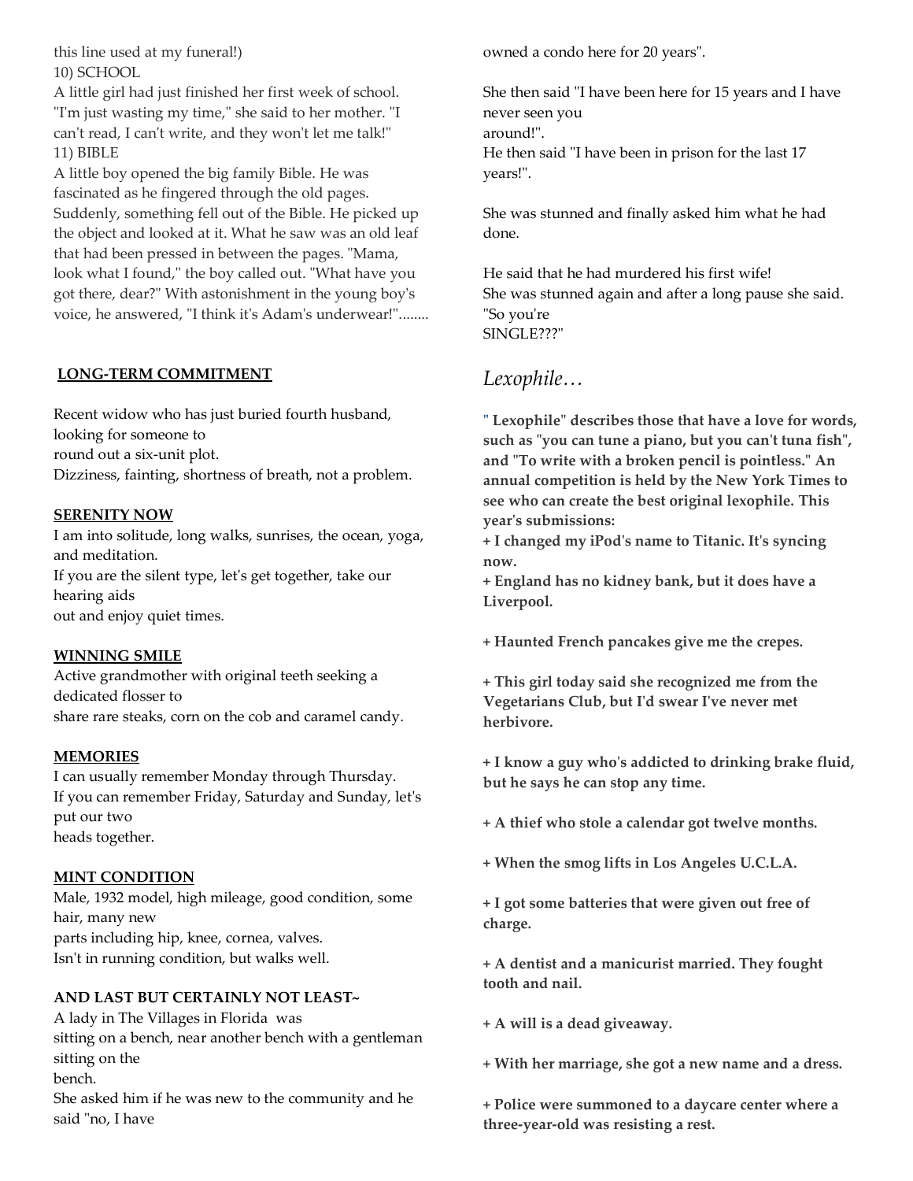this line used at my funeral!)

10) SCHOOL

A little girl had just finished her first week of school. "I'm just wasting my time," she said to her mother. "I can't read, I can't write, and they won't let me talk!"

11) BIBLE

A little boy opened the big family Bible. He was fascinated as he fingered through the old pages. Suddenly, something fell out of the Bible. He picked up the object and looked at it. What he saw was an old leaf that had been pressed in between the pages. "Mama, look what I found," the boy called out. "What have you got there, dear?" With astonishment in the young boy's voice, he answered, "I think it's Adam's underwear!"........

**LONG-TERM COMMITMENT**

Recent widow who has just buried fourth husband, looking for someone to round out a six-unit plot.
Dizziness, fainting, shortness of breath, not a problem.

**SERENITY NOW**

I am into solitude, long walks, sunrises, the ocean, yoga, and meditation.
If you are the silent type, let's get together, take our hearing aids out and enjoy quiet times.

**WINNING SMILE**

Active grandmother with original teeth seeking a dedicated flosser to share rare steaks, corn on the cob and caramel candy.

**MEMORIES**

I can usually remember Monday through Thursday.
If you can remember Friday, Saturday and Sunday, let's put our two heads together.

**MINT CONDITION**

Male, 1932 model, high mileage, good condition, some hair, many new parts including hip, knee, cornea, valves.
Isn't in running condition, but walks well.

**AND LAST BUT CERTAINLY NOT LEAST~**

A lady in The Villages in Florida was sitting on a bench, near another bench with a gentleman sitting on the bench.
She asked him if he was new to the community and he said "no, I have owned a condo here for 20 years".

She then said "I have been here for 15 years and I have never seen you around!".
He then said "I have been in prison for the last 17 years!".

She was stunned and finally asked him what he had done.

He said that he had murdered his first wife!
She was stunned again and after a long pause she said. "So you're SINGLE???"

## *Lexophile…*

**" Lexophile" describes those that have a love for words, such as "you can tune a piano, but you can't tuna fish", and "To write with a broken pencil is pointless." An annual competition is held by the New York Times to see who can create the best original lexophile. This year's submissions:**

**+ I changed my iPod's name to Titanic. It's syncing now.**

**+ England has no kidney bank, but it does have a Liverpool.**

**+ Haunted French pancakes give me the crepes.**

**+ This girl today said she recognized me from the Vegetarians Club, but I'd swear I've never met herbivore.**

**+ I know a guy who's addicted to drinking brake fluid, but he says he can stop any time.**

**+ A thief who stole a calendar got twelve months.**

**+ When the smog lifts in Los Angeles U.C.L.A.**

**+ I got some batteries that were given out free of charge.**

**+ A dentist and a manicurist married. They fought tooth and nail.**

**+ A will is a dead giveaway.**

**+ With her marriage, she got a new name and a dress.**

**+ Police were summoned to a daycare center where a three-year-old was resisting a rest.**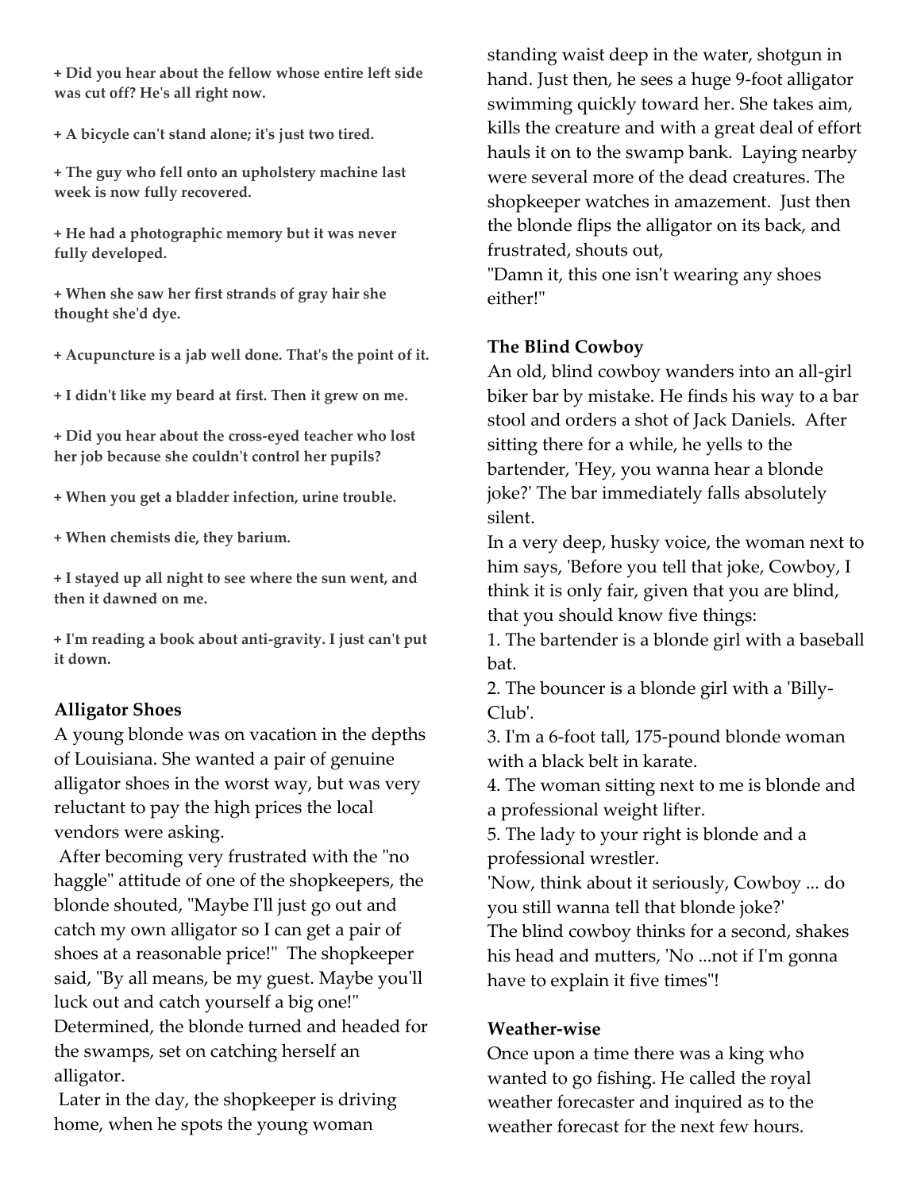**+ Did you hear about the fellow whose entire left side was cut off? He's all right now.**

**+ A bicycle can't stand alone; it's just two tired.**

**+ The guy who fell onto an upholstery machine last week is now fully recovered.**

**+ He had a photographic memory but it was never fully developed.**

**+ When she saw her first strands of gray hair she thought she'd dye.**

**+ Acupuncture is a jab well done. That's the point of it.**

**+ I didn't like my beard at first. Then it grew on me.**

**+ Did you hear about the cross-eyed teacher who lost her job because she couldn't control her pupils?**

**+ When you get a bladder infection, urine trouble.**

**+ When chemists die, they barium.**

**+ I stayed up all night to see where the sun went, and then it dawned on me.**

**+ I'm reading a book about anti-gravity. I just can't put it down.**

**Alligator Shoes**

A young blonde was on vacation in the depths of Louisiana. She wanted a pair of genuine alligator shoes in the worst way, but was very reluctant to pay the high prices the local vendors were asking.

After becoming very frustrated with the "no haggle" attitude of one of the shopkeepers, the blonde shouted, "Maybe I'll just go out and catch my own alligator so I can get a pair of shoes at a reasonable price!" The shopkeeper said, "By all means, be my guest. Maybe you'll luck out and catch yourself a big one!" Determined, the blonde turned and headed for the swamps, set on catching herself an alligator.

Later in the day, the shopkeeper is driving home, when he spots the young woman standing waist deep in the water, shotgun in hand. Just then, he sees a huge 9-foot alligator swimming quickly toward her. She takes aim, kills the creature and with a great deal of effort hauls it on to the swamp bank. Laying nearby were several more of the dead creatures. The shopkeeper watches in amazement. Just then the blonde flips the alligator on its back, and frustrated, shouts out,
"Damn it, this one isn't wearing any shoes either!"

**The Blind Cowboy**

An old, blind cowboy wanders into an all-girl biker bar by mistake. He finds his way to a bar stool and orders a shot of Jack Daniels. After sitting there for a while, he yells to the bartender, 'Hey, you wanna hear a blonde joke?' The bar immediately falls absolutely silent.

In a very deep, husky voice, the woman next to him says, 'Before you tell that joke, Cowboy, I think it is only fair, given that you are blind, that you should know five things:

1. The bartender is a blonde girl with a baseball bat.
2. The bouncer is a blonde girl with a 'Billy-Club'.
3. I'm a 6-foot tall, 175-pound blonde woman with a black belt in karate.
4. The woman sitting next to me is blonde and a professional weight lifter.
5. The lady to your right is blonde and a professional wrestler.

'Now, think about it seriously, Cowboy ... do you still wanna tell that blonde joke?'

The blind cowboy thinks for a second, shakes his head and mutters, 'No ...not if I'm gonna have to explain it five times"!

**Weather-wise**

Once upon a time there was a king who wanted to go fishing. He called the royal weather forecaster and inquired as to the weather forecast for the next few hours.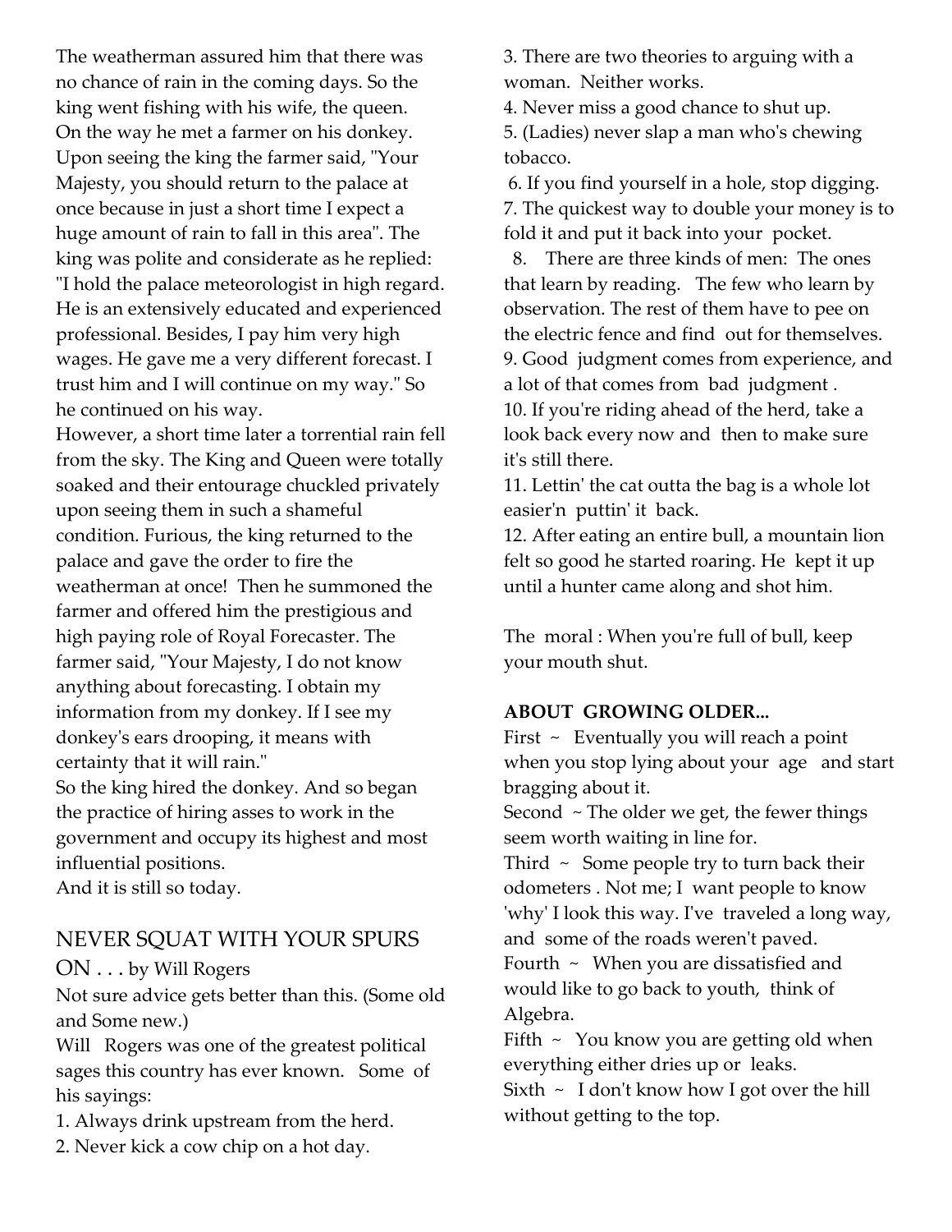The weatherman assured him that there was no chance of rain in the coming days. So the king went fishing with his wife, the queen. On the way he met a farmer on his donkey. Upon seeing the king the farmer said, "Your Majesty, you should return to the palace at once because in just a short time I expect a huge amount of rain to fall in this area". The king was polite and considerate as he replied: "I hold the palace meteorologist in high regard. He is an extensively educated and experienced professional. Besides, I pay him very high wages. He gave me a very different forecast. I trust him and I will continue on my way." So he continued on his way.

However, a short time later a torrential rain fell from the sky. The King and Queen were totally soaked and their entourage chuckled privately upon seeing them in such a shameful condition. Furious, the king returned to the palace and gave the order to fire the weatherman at once! Then he summoned the farmer and offered him the prestigious and high paying role of Royal Forecaster. The farmer said, "Your Majesty, I do not know anything about forecasting. I obtain my information from my donkey. If I see my donkey's ears drooping, it means with certainty that it will rain."

So the king hired the donkey. And so began the practice of hiring asses to work in the government and occupy its highest and most influential positions.

And it is still so today.

## NEVER SQUAT WITH YOUR SPURS ON . . . by Will Rogers

Not sure advice gets better than this. (Some old and Some new.)

Will Rogers was one of the greatest political sages this country has ever known. Some of his sayings:

1. Always drink upstream from the herd.
2. Never kick a cow chip on a hot day.
3. There are two theories to arguing with a woman. Neither works.
4. Never miss a good chance to shut up.
5. (Ladies) never slap a man who's chewing tobacco.
6. If you find yourself in a hole, stop digging.
7. The quickest way to double your money is to fold it and put it back into your pocket.
8. There are three kinds of men: The ones that learn by reading. The few who learn by observation. The rest of them have to pee on the electric fence and find out for themselves.
9. Good judgment comes from experience, and a lot of that comes from bad judgment .
10. If you're riding ahead of the herd, take a look back every now and then to make sure it's still there.
11. Lettin' the cat outta the bag is a whole lot easier'n puttin' it back.
12. After eating an entire bull, a mountain lion felt so good he started roaring. He kept it up until a hunter came along and shot him.

The moral : When you're full of bull, keep your mouth shut.

**ABOUT GROWING OLDER...**

First ~ Eventually you will reach a point when you stop lying about your age and start bragging about it.

Second ~ The older we get, the fewer things seem worth waiting in line for.

Third ~ Some people try to turn back their odometers . Not me; I want people to know 'why' I look this way. I've traveled a long way, and some of the roads weren't paved.

Fourth ~ When you are dissatisfied and would like to go back to youth, think of Algebra.

Fifth ~ You know you are getting old when everything either dries up or leaks.

Sixth ~ I don't know how I got over the hill without getting to the top.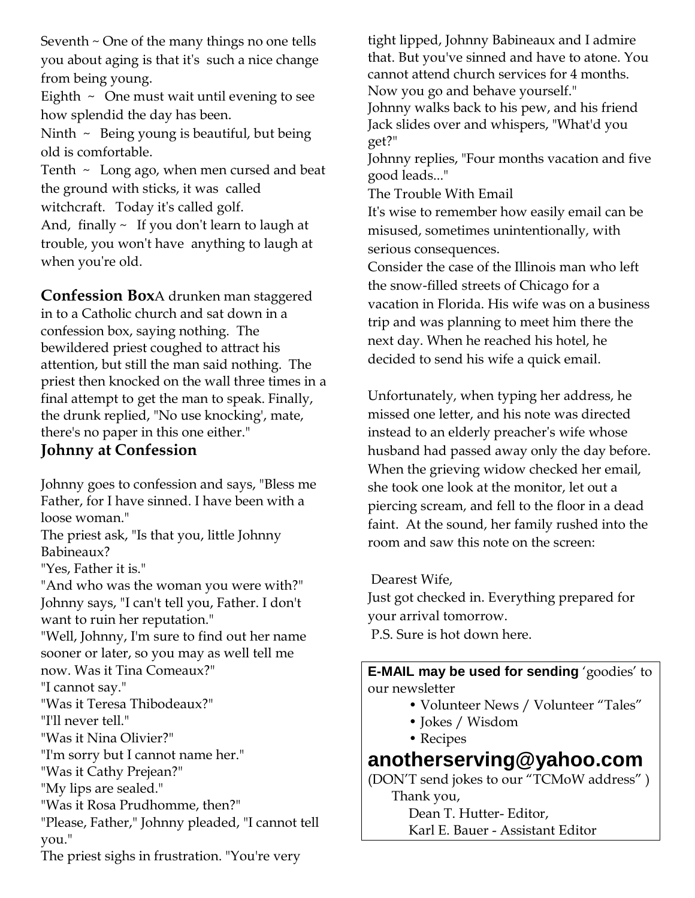Seventh ~ One of the many things no one tells you about aging is that it's such a nice change from being young.

Eighth ~ One must wait until evening to see how splendid the day has been.

Ninth ~ Being young is beautiful, but being old is comfortable.

Tenth ~ Long ago, when men cursed and beat the ground with sticks, it was called witchcraft. Today it's called golf.

And, finally ~ If you don't learn to laugh at trouble, you won't have anything to laugh at when you're old.

**Confession Box**A drunken man staggered in to a Catholic church and sat down in a confession box, saying nothing. The bewildered priest coughed to attract his attention, but still the man said nothing. The priest then knocked on the wall three times in a final attempt to get the man to speak. Finally, the drunk replied, "No use knocking', mate, there's no paper in this one either."

**Johnny at Confession**

Johnny goes to confession and says, "Bless me Father, for I have sinned. I have been with a loose woman."
The priest ask, "Is that you, little Johnny Babineaux?
"Yes, Father it is."
"And who was the woman you were with?"
Johnny says, "I can't tell you, Father. I don't want to ruin her reputation."
"Well, Johnny, I'm sure to find out her name sooner or later, so you may as well tell me now. Was it Tina Comeaux?"
"I cannot say."
"Was it Teresa Thibodeaux?"
"I'll never tell."
"Was it Nina Olivier?"
"I'm sorry but I cannot name her."
"Was it Cathy Prejean?"
"My lips are sealed."
"Was it Rosa Prudhomme, then?"
"Please, Father," Johnny pleaded, "I cannot tell you."
The priest sighs in frustration. "You're very tight lipped, Johnny Babineaux and I admire that. But you've sinned and have to atone. You cannot attend church services for 4 months. Now you go and behave yourself."
Johnny walks back to his pew, and his friend Jack slides over and whispers, "What'd you get?"
Johnny replies, "Four months vacation and five good leads..."

The Trouble With Email

It's wise to remember how easily email can be misused, sometimes unintentionally, with serious consequences.

Consider the case of the Illinois man who left the snow-filled streets of Chicago for a vacation in Florida. His wife was on a business trip and was planning to meet him there the next day. When he reached his hotel, he decided to send his wife a quick email.

Unfortunately, when typing her address, he missed one letter, and his note was directed instead to an elderly preacher's wife whose husband had passed away only the day before. When the grieving widow checked her email, she took one look at the monitor, let out a piercing scream, and fell to the floor in a dead faint. At the sound, her family rushed into the room and saw this note on the screen:

Dearest Wife,
Just got checked in. Everything prepared for your arrival tomorrow.
P.S. Sure is hot down here.

**E-MAIL may be used for sending** 'goodies' to our newsletter

- Volunteer News / Volunteer "Tales"
- Jokes / Wisdom
- Recipes

**anotherserving@yahoo.com**

(DON'T send jokes to our "TCMoW address" )
Thank you,
Dean T. Hutter- Editor,
Karl E. Bauer - Assistant Editor